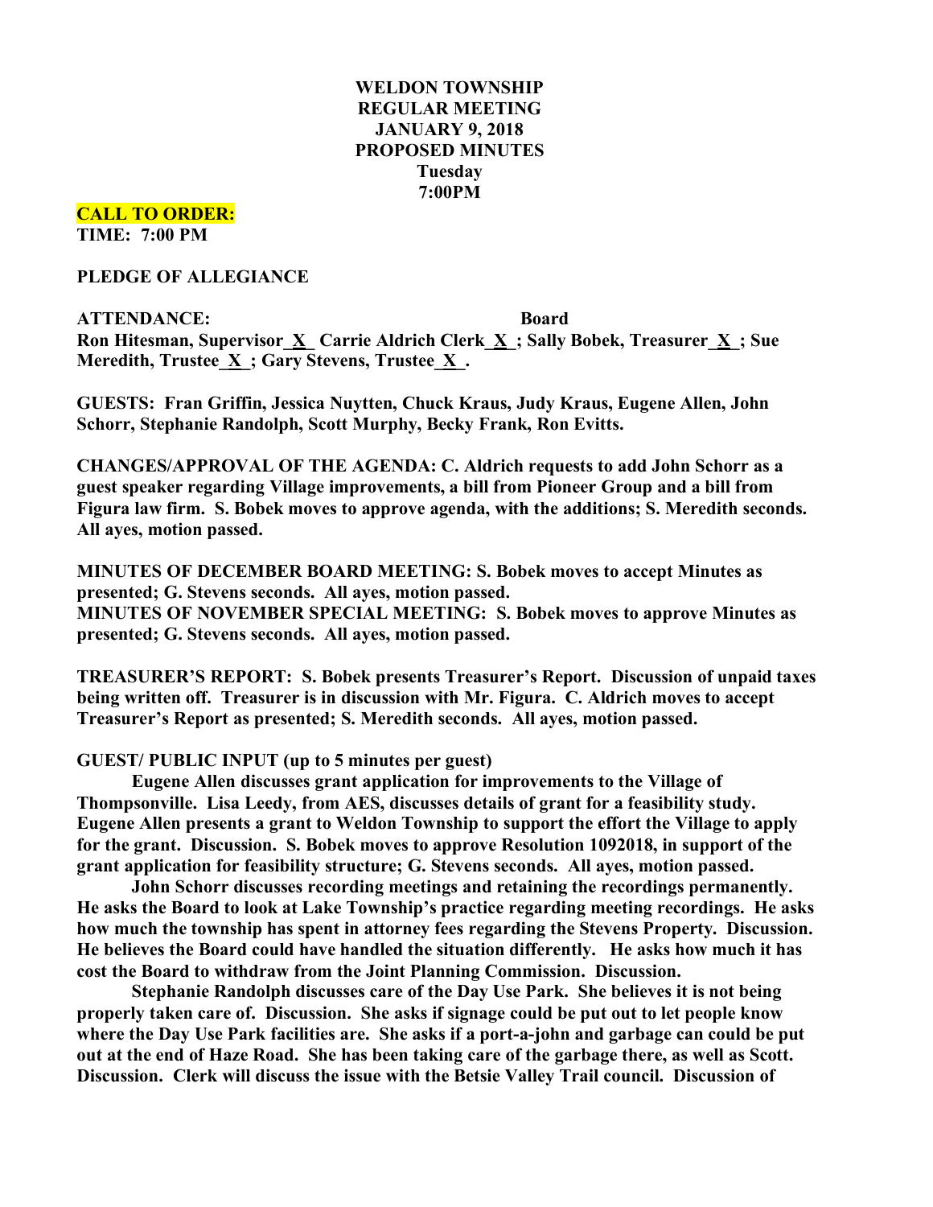**WELDON TOWNSHIP**
**REGULAR MEETING**
**JANUARY 9, 2018**
**PROPOSED MINUTES**
**Tuesday**
**7:00PM**

**CALL TO ORDER:**
**TIME: 7:00 PM**

**PLEDGE OF ALLEGIANCE**

**ATTENDANCE:** **Board**
**Ron Hitesman, Supervisor_X_ Carrie Aldrich Clerk_X_; Sally Bobek, Treasurer_X_; Sue Meredith, Trustee_X_; Gary Stevens, Trustee_X_.**

**GUESTS: Fran Griffin, Jessica Nuytten, Chuck Kraus, Judy Kraus, Eugene Allen, John Schorr, Stephanie Randolph, Scott Murphy, Becky Frank, Ron Evitts.**

**CHANGES/APPROVAL OF THE AGENDA: C. Aldrich requests to add John Schorr as a guest speaker regarding Village improvements, a bill from Pioneer Group and a bill from Figura law firm. S. Bobek moves to approve agenda, with the additions; S. Meredith seconds. All ayes, motion passed.**

**MINUTES OF DECEMBER BOARD MEETING: S. Bobek moves to accept Minutes as presented; G. Stevens seconds. All ayes, motion passed.**
**MINUTES OF NOVEMBER SPECIAL MEETING: S. Bobek moves to approve Minutes as presented; G. Stevens seconds. All ayes, motion passed.**

**TREASURER'S REPORT: S. Bobek presents Treasurer's Report. Discussion of unpaid taxes being written off. Treasurer is in discussion with Mr. Figura. C. Aldrich moves to accept Treasurer's Report as presented; S. Meredith seconds. All ayes, motion passed.**

**GUEST/ PUBLIC INPUT (up to 5 minutes per guest)**

**Eugene Allen discusses grant application for improvements to the Village of Thompsonville. Lisa Leedy, from AES, discusses details of grant for a feasibility study. Eugene Allen presents a grant to Weldon Township to support the effort the Village to apply for the grant. Discussion. S. Bobek moves to approve Resolution 1092018, in support of the grant application for feasibility structure; G. Stevens seconds. All ayes, motion passed.**

**John Schorr discusses recording meetings and retaining the recordings permanently. He asks the Board to look at Lake Township's practice regarding meeting recordings. He asks how much the township has spent in attorney fees regarding the Stevens Property. Discussion. He believes the Board could have handled the situation differently. He asks how much it has cost the Board to withdraw from the Joint Planning Commission. Discussion.**

**Stephanie Randolph discusses care of the Day Use Park. She believes it is not being properly taken care of. Discussion. She asks if signage could be put out to let people know where the Day Use Park facilities are. She asks if a port-a-john and garbage can could be put out at the end of Haze Road. She has been taking care of the garbage there, as well as Scott. Discussion. Clerk will discuss the issue with the Betsie Valley Trail council. Discussion of**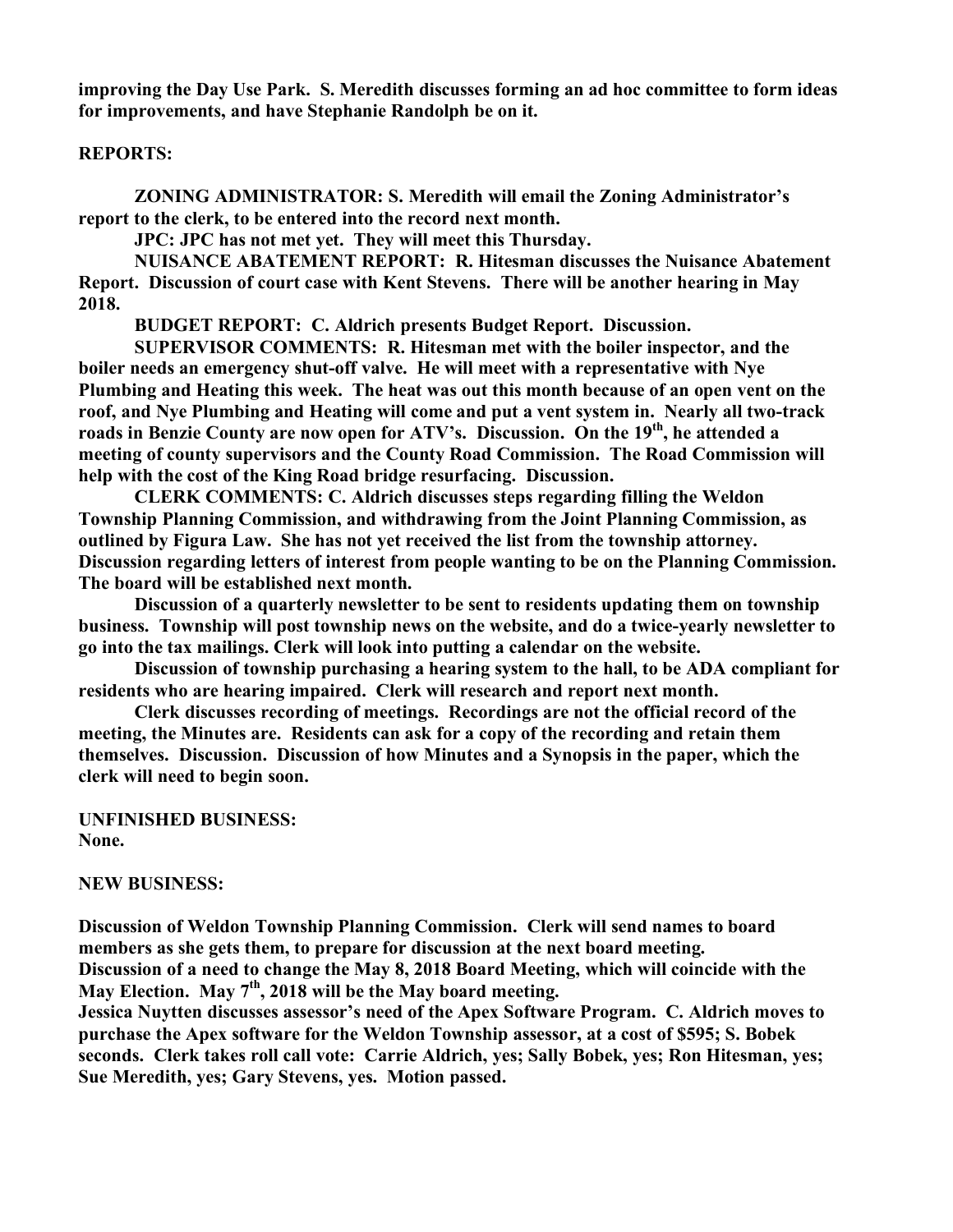**improving the Day Use Park. S. Meredith discusses forming an ad hoc committee to form ideas for improvements, and have Stephanie Randolph be on it.**

**REPORTS:**

**ZONING ADMINISTRATOR: S. Meredith will email the Zoning Administrator's report to the clerk, to be entered into the record next month.**

**JPC: JPC has not met yet. They will meet this Thursday.**

**NUISANCE ABATEMENT REPORT: R. Hitesman discusses the Nuisance Abatement Report. Discussion of court case with Kent Stevens. There will be another hearing in May 2018.**

**BUDGET REPORT: C. Aldrich presents Budget Report. Discussion.**

**SUPERVISOR COMMENTS: R. Hitesman met with the boiler inspector, and the boiler needs an emergency shut-off valve. He will meet with a representative with Nye Plumbing and Heating this week. The heat was out this month because of an open vent on the roof, and Nye Plumbing and Heating will come and put a vent system in. Nearly all two-track roads in Benzie County are now open for ATV's. Discussion. On the 19th, he attended a meeting of county supervisors and the County Road Commission. The Road Commission will help with the cost of the King Road bridge resurfacing. Discussion.**

**CLERK COMMENTS: C. Aldrich discusses steps regarding filling the Weldon Township Planning Commission, and withdrawing from the Joint Planning Commission, as outlined by Figura Law. She has not yet received the list from the township attorney. Discussion regarding letters of interest from people wanting to be on the Planning Commission. The board will be established next month.**

**Discussion of a quarterly newsletter to be sent to residents updating them on township business. Township will post township news on the website, and do a twice-yearly newsletter to go into the tax mailings. Clerk will look into putting a calendar on the website.**

**Discussion of township purchasing a hearing system to the hall, to be ADA compliant for residents who are hearing impaired. Clerk will research and report next month.**

**Clerk discusses recording of meetings. Recordings are not the official record of the meeting, the Minutes are. Residents can ask for a copy of the recording and retain them themselves. Discussion. Discussion of how Minutes and a Synopsis in the paper, which the clerk will need to begin soon.**

**UNFINISHED BUSINESS:**
**None.**

**NEW BUSINESS:**

**Discussion of Weldon Township Planning Commission. Clerk will send names to board members as she gets them, to prepare for discussion at the next board meeting.**
**Discussion of a need to change the May 8, 2018 Board Meeting, which will coincide with the May Election. May 7th, 2018 will be the May board meeting.**
**Jessica Nuytten discusses assessor's need of the Apex Software Program. C. Aldrich moves to purchase the Apex software for the Weldon Township assessor, at a cost of $595; S. Bobek seconds. Clerk takes roll call vote: Carrie Aldrich, yes; Sally Bobek, yes; Ron Hitesman, yes; Sue Meredith, yes; Gary Stevens, yes. Motion passed.**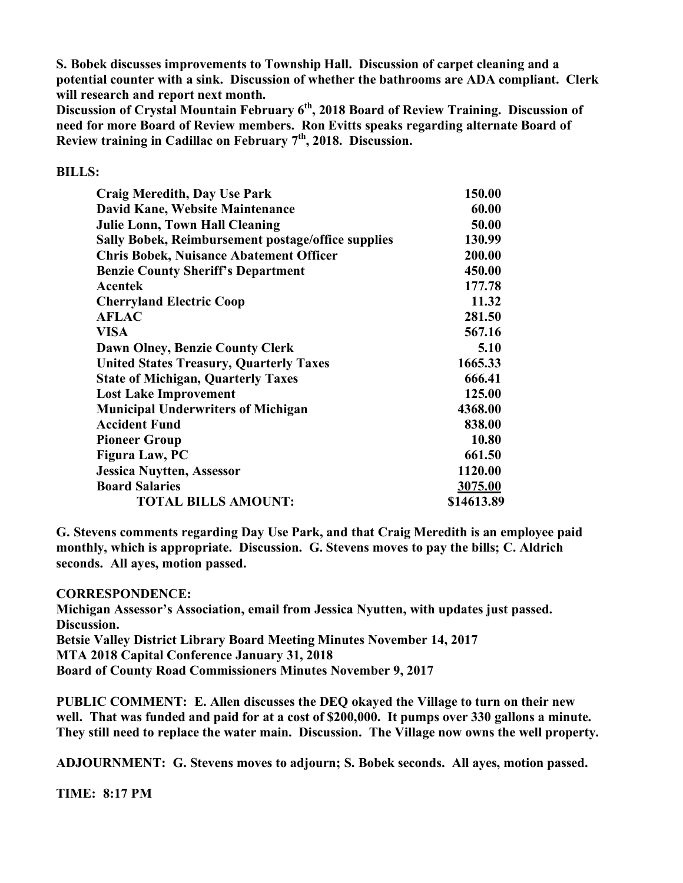**S. Bobek discusses improvements to Township Hall. Discussion of carpet cleaning and a potential counter with a sink. Discussion of whether the bathrooms are ADA compliant. Clerk will research and report next month.**

**Discussion of Crystal Mountain February 6th, 2018 Board of Review Training. Discussion of need for more Board of Review members. Ron Evitts speaks regarding alternate Board of Review training in Cadillac on February 7th, 2018. Discussion.**

**BILLS:**

| | |
|---|---|
| **Craig Meredith, Day Use Park** | **150.00** |
| **David Kane, Website Maintenance** | **60.00** |
| **Julie Lonn, Town Hall Cleaning** | **50.00** |
| **Sally Bobek, Reimbursement postage/office supplies** | **130.99** |
| **Chris Bobek, Nuisance Abatement Officer** | **200.00** |
| **Benzie County Sheriff's Department** | **450.00** |
| **Acentek** | **177.78** |
| **Cherryland Electric Coop** | **11.32** |
| **AFLAC** | **281.50** |
| **VISA** | **567.16** |
| **Dawn Olney, Benzie County Clerk** | **5.10** |
| **United States Treasury, Quarterly Taxes** | **1665.33** |
| **State of Michigan, Quarterly Taxes** | **666.41** |
| **Lost Lake Improvement** | **125.00** |
| **Municipal Underwriters of Michigan** | **4368.00** |
| **Accident Fund** | **838.00** |
| **Pioneer Group** | **10.80** |
| **Figura Law, PC** | **661.50** |
| **Jessica Nuytten, Assessor** | **1120.00** |
| **Board Salaries** | **3075.00** |
| **TOTAL BILLS AMOUNT:** | **\$14613.89** |

**G. Stevens comments regarding Day Use Park, and that Craig Meredith is an employee paid monthly, which is appropriate. Discussion. G. Stevens moves to pay the bills; C. Aldrich seconds. All ayes, motion passed.**

**CORRESPONDENCE:**

**Michigan Assessor's Association, email from Jessica Nyutten, with updates just passed. Discussion.**

**Betsie Valley District Library Board Meeting Minutes November 14, 2017**

**MTA 2018 Capital Conference January 31, 2018**

**Board of County Road Commissioners Minutes November 9, 2017**

**PUBLIC COMMENT: E. Allen discusses the DEQ okayed the Village to turn on their new well. That was funded and paid for at a cost of \$200,000. It pumps over 330 gallons a minute. They still need to replace the water main. Discussion. The Village now owns the well property.**

**ADJOURNMENT: G. Stevens moves to adjourn; S. Bobek seconds. All ayes, motion passed.**

**TIME: 8:17 PM**